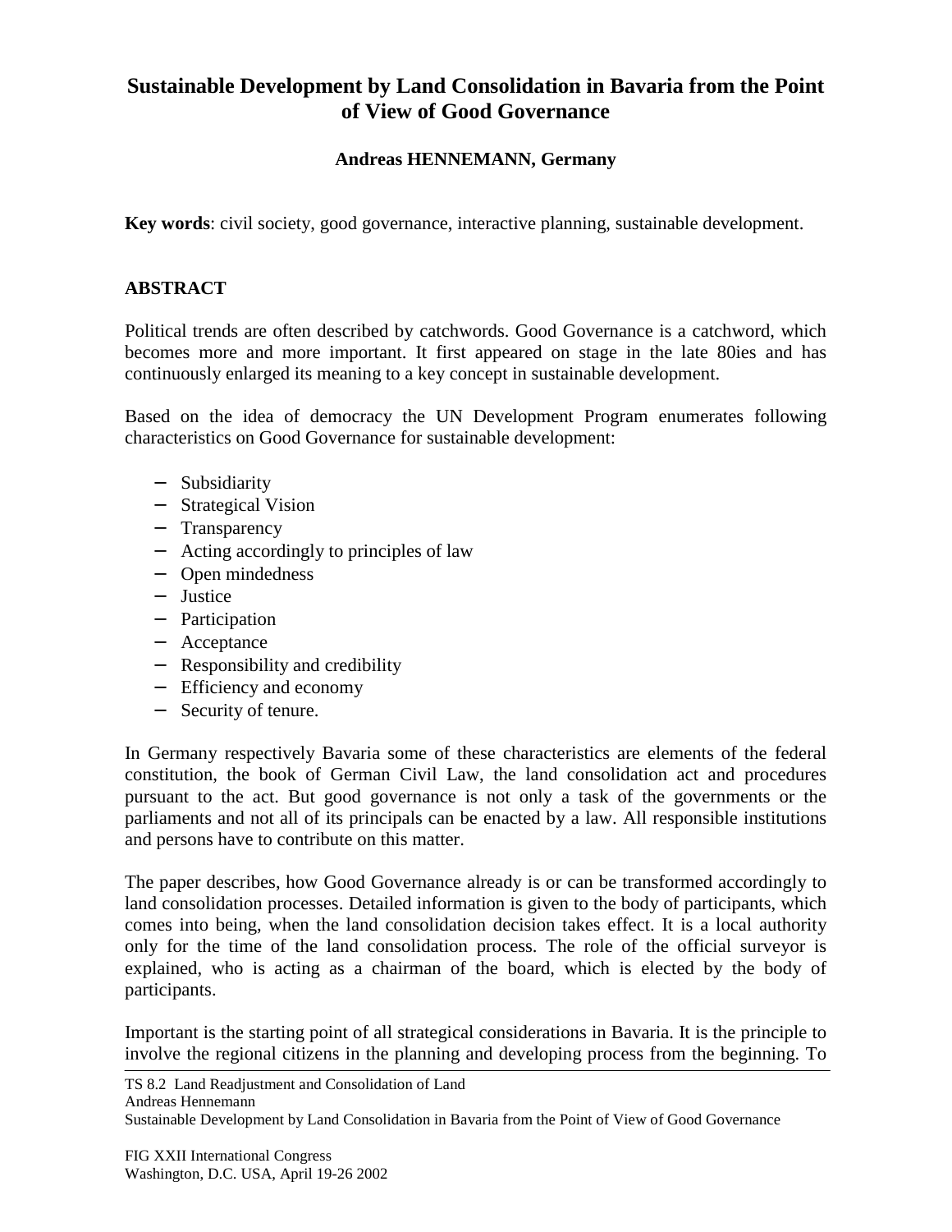# Sustainable Development by Land Consolidation in Bavaria from the Point of View of Good Governance

**Andreas HENNEMANN, Germany**

**Key words**: civil society, good governance, interactive planning, sustainable development.

## ABSTRACT

Political trends are often described by catchwords. Good Governance is a catchword, which becomes more and more important. It first appeared on stage in the late 80ies and has continuously enlarged its meaning to a key concept in sustainable development.

Based on the idea of democracy the UN Development Program enumerates following characteristics on Good Governance for sustainable development:

- Subsidiarity
- Strategical Vision
- Transparency
- Acting accordingly to principles of law
- Open mindedness
- Justice
- Participation
- Acceptance
- Responsibility and credibility
- Efficiency and economy
- Security of tenure.

In Germany respectively Bavaria some of these characteristics are elements of the federal constitution, the book of German Civil Law, the land consolidation act and procedures pursuant to the act. But good governance is not only a task of the governments or the parliaments and not all of its principals can be enacted by a law. All responsible institutions and persons have to contribute on this matter.

The paper describes, how Good Governance already is or can be transformed accordingly to land consolidation processes. Detailed information is given to the body of participants, which comes into being, when the land consolidation decision takes effect. It is a local authority only for the time of the land consolidation process. The role of the official surveyor is explained, who is acting as a chairman of the board, which is elected by the body of participants.

Important is the starting point of all strategical considerations in Bavaria. It is the principle to involve the regional citizens in the planning and developing process from the beginning. To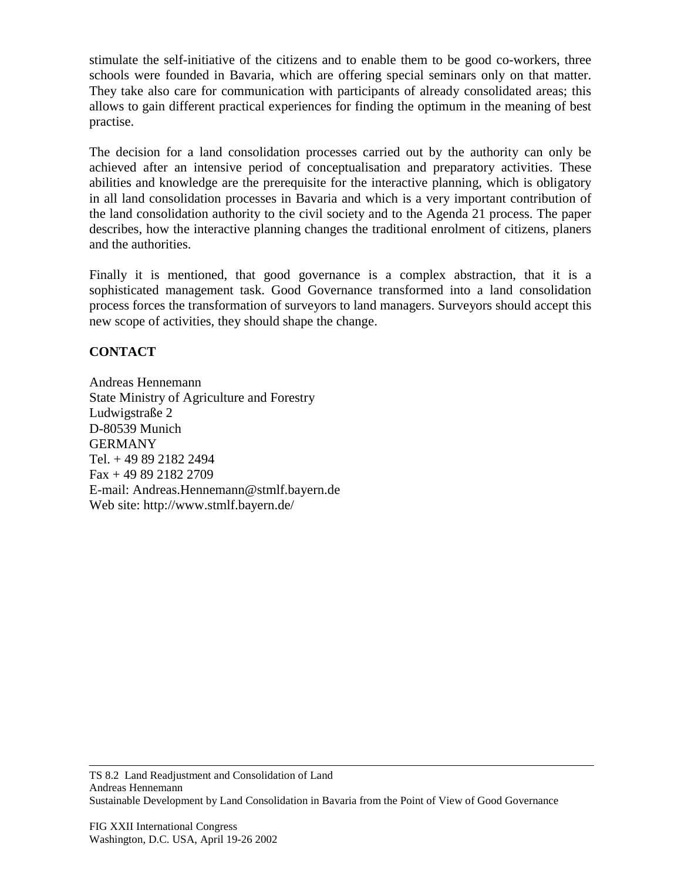stimulate the self-initiative of the citizens and to enable them to be good co-workers, three schools were founded in Bavaria, which are offering special seminars only on that matter. They take also care for communication with participants of already consolidated areas; this allows to gain different practical experiences for finding the optimum in the meaning of best practise.

The decision for a land consolidation processes carried out by the authority can only be achieved after an intensive period of conceptualisation and preparatory activities. These abilities and knowledge are the prerequisite for the interactive planning, which is obligatory in all land consolidation processes in Bavaria and which is a very important contribution of the land consolidation authority to the civil society and to the Agenda 21 process. The paper describes, how the interactive planning changes the traditional enrolment of citizens, planers and the authorities.

Finally it is mentioned, that good governance is a complex abstraction, that it is a sophisticated management task. Good Governance transformed into a land consolidation process forces the transformation of surveyors to land managers. Surveyors should accept this new scope of activities, they should shape the change.

## CONTACT

Andreas Hennemann  
State Ministry of Agriculture and Forestry  
Ludwigstraße 2  
D-80539 Munich  
GERMANY  
Tel. + 49 89 2182 2494  
Fax + 49 89 2182 2709  
E-mail: Andreas.Hennemann@stmlf.bayern.de  
Web site: http://www.stmlf.bayern.de/